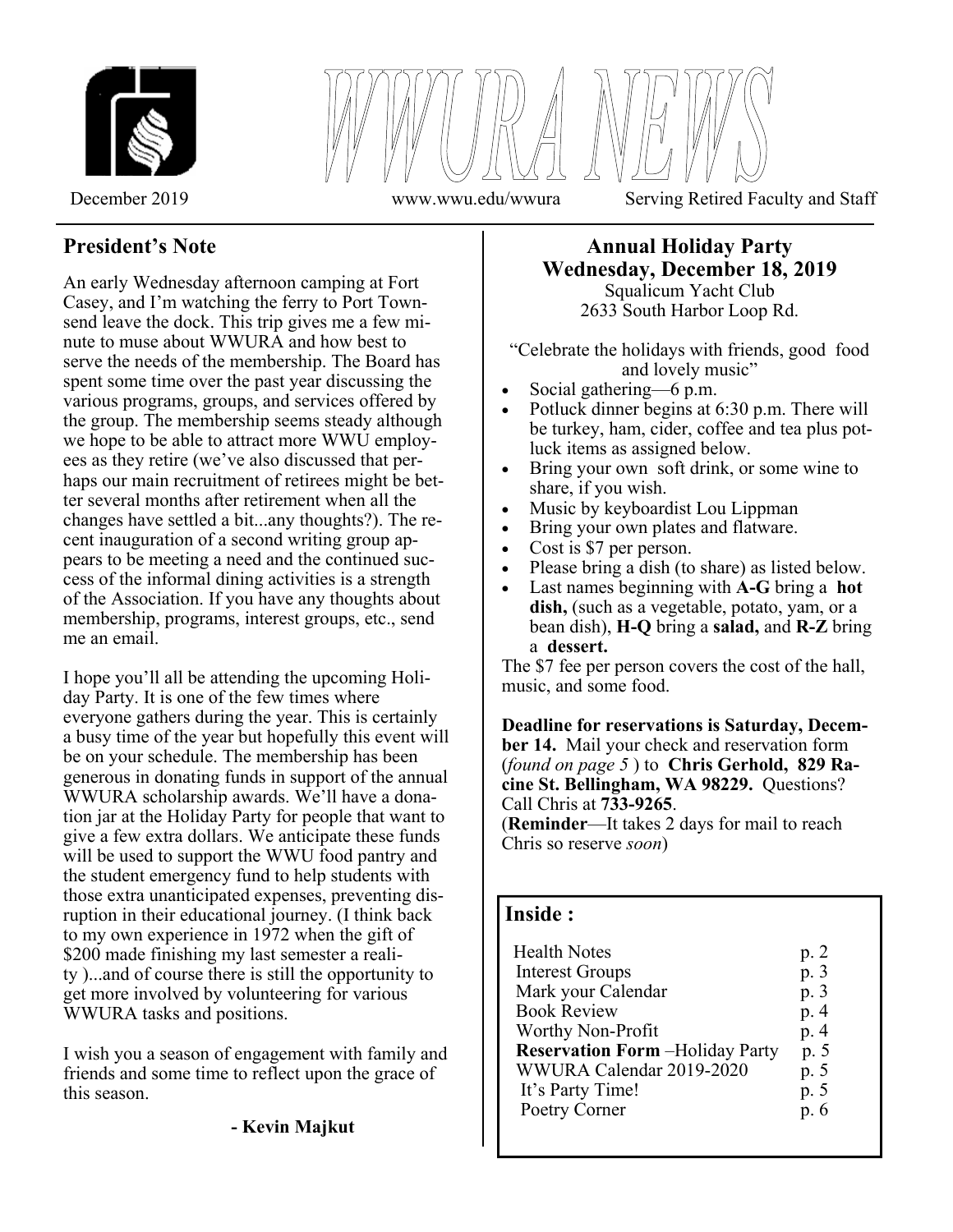# WWURA NEWS

December 2019 www.wwu.edu/wwura Serving Retired Faculty and Staff

## President's Note

An early Wednesday afternoon camping at Fort Casey, and I'm watching the ferry to Port Townsend leave the dock. This trip gives me a few minute to muse about WWURA and how best to serve the needs of the membership. The Board has spent some time over the past year discussing the various programs, groups, and services offered by the group. The membership seems steady although we hope to be able to attract more WWU employees as they retire (we've also discussed that perhaps our main recruitment of retirees might be better several months after retirement when all the changes have settled a bit...any thoughts?). The recent inauguration of a second writing group appears to be meeting a need and the continued success of the informal dining activities is a strength of the Association. If you have any thoughts about membership, programs, interest groups, etc., send me an email.

I hope you'll all be attending the upcoming Holiday Party. It is one of the few times where everyone gathers during the year. This is certainly a busy time of the year but hopefully this event will be on your schedule. The membership has been generous in donating funds in support of the annual WWURA scholarship awards. We'll have a donation jar at the Holiday Party for people that want to give a few extra dollars. We anticipate these funds will be used to support the WWU food pantry and the student emergency fund to help students with those extra unanticipated expenses, preventing disruption in their educational journey. (I think back to my own experience in 1972 when the gift of $200 made finishing my last semester a reality )...and of course there is still the opportunity to get more involved by volunteering for various WWURA tasks and positions.

I wish you a season of engagement with family and friends and some time to reflect upon the grace of this season.

**- Kevin Majkut**

## Annual Holiday Party
## Wednesday, December 18, 2019

Squalicum Yacht Club
2633 South Harbor Loop Rd.

"Celebrate the holidays with friends, good food and lovely music"

- Social gathering—6 p.m.
- Potluck dinner begins at 6:30 p.m. There will be turkey, ham, cider, coffee and tea plus potluck items as assigned below.
- Bring your own soft drink, or some wine to share, if you wish.
- Music by keyboardist Lou Lippman
- Bring your own plates and flatware.
- Cost is $7 per person.
- Please bring a dish (to share) as listed below.
- Last names beginning with **A-G** bring a **hot dish,** (such as a vegetable, potato, yam, or a bean dish), **H-Q** bring a **salad,** and **R-Z** bring a **dessert.**

The $7 fee per person covers the cost of the hall, music, and some food.

**Deadline for reservations is Saturday, December 14.** Mail your check and reservation form (*found on page 5* ) to **Chris Gerhold, 829 Racine St. Bellingham, WA 98229.** Questions? Call Chris at **733-9265**.
(**Reminder**—It takes 2 days for mail to reach Chris so reserve *soon*)

## Inside :

| | |
|---|---|
| Health Notes | p. 2 |
| Interest Groups | p. 3 |
| Mark your Calendar | p. 3 |
| Book Review | p. 4 |
| Worthy Non-Profit | p. 4 |
| **Reservation Form** –Holiday Party | p. 5 |
| WWURA Calendar 2019-2020 | p. 5 |
| It's Party Time! | p. 5 |
| Poetry Corner | p. 6 |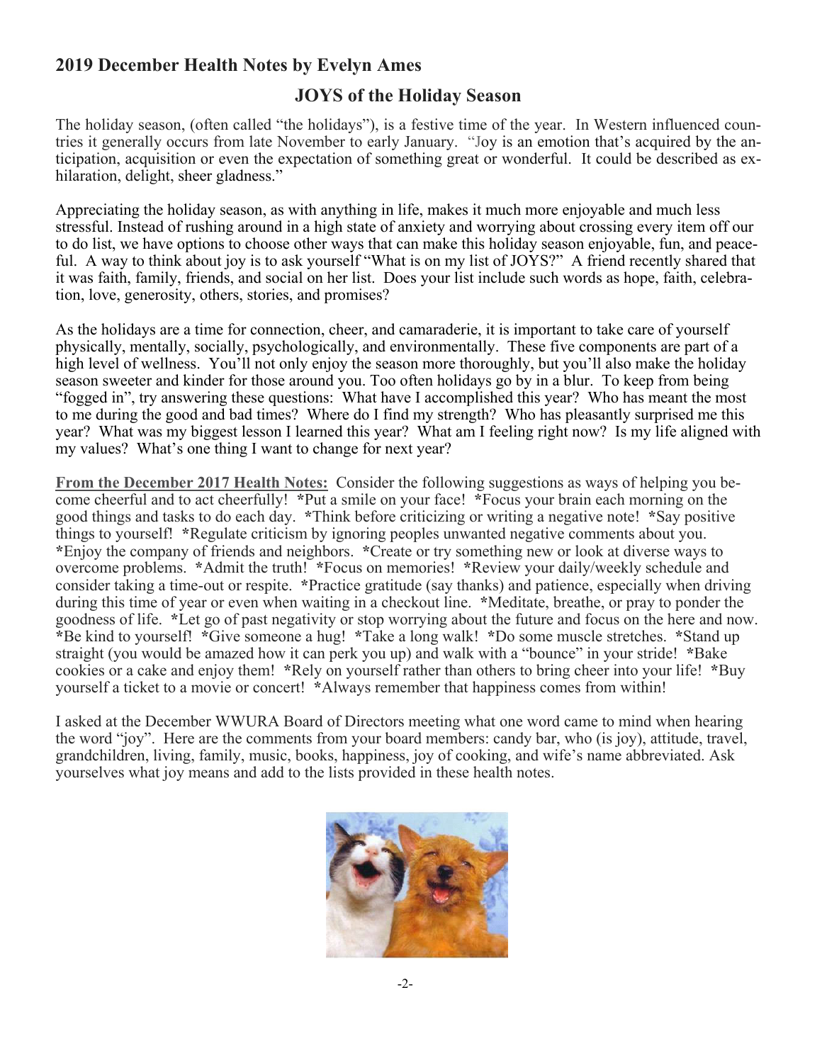## 2019 December Health Notes by Evelyn Ames

### JOYS of the Holiday Season

The holiday season, (often called "the holidays"), is a festive time of the year. In Western influenced countries it generally occurs from late November to early January. "Joy is an emotion that's acquired by the anticipation, acquisition or even the expectation of something great or wonderful. It could be described as exhilaration, delight, sheer gladness."

Appreciating the holiday season, as with anything in life, makes it much more enjoyable and much less stressful. Instead of rushing around in a high state of anxiety and worrying about crossing every item off our to do list, we have options to choose other ways that can make this holiday season enjoyable, fun, and peaceful. A way to think about joy is to ask yourself "What is on my list of JOYS?" A friend recently shared that it was faith, family, friends, and social on her list. Does your list include such words as hope, faith, celebration, love, generosity, others, stories, and promises?

As the holidays are a time for connection, cheer, and camaraderie, it is important to take care of yourself physically, mentally, socially, psychologically, and environmentally. These five components are part of a high level of wellness. You'll not only enjoy the season more thoroughly, but you'll also make the holiday season sweeter and kinder for those around you. Too often holidays go by in a blur. To keep from being "fogged in", try answering these questions: What have I accomplished this year? Who has meant the most to me during the good and bad times? Where do I find my strength? Who has pleasantly surprised me this year? What was my biggest lesson I learned this year? What am I feeling right now? Is my life aligned with my values? What's one thing I want to change for next year?

**From the December 2017 Health Notes:** Consider the following suggestions as ways of helping you become cheerful and to act cheerfully! *Put a smile on your face! *Focus your brain each morning on the good things and tasks to do each day. *Think before criticizing or writing a negative note! *Say positive things to yourself! *Regulate criticism by ignoring peoples unwanted negative comments about you. *Enjoy the company of friends and neighbors. *Create or try something new or look at diverse ways to overcome problems. *Admit the truth! *Focus on memories! *Review your daily/weekly schedule and consider taking a time-out or respite. *Practice gratitude (say thanks) and patience, especially when driving during this time of year or even when waiting in a checkout line. *Meditate, breathe, or pray to ponder the goodness of life. *Let go of past negativity or stop worrying about the future and focus on the here and now. *Be kind to yourself! *Give someone a hug! *Take a long walk! *Do some muscle stretches. *Stand up straight (you would be amazed how it can perk you up) and walk with a "bounce" in your stride! *Bake cookies or a cake and enjoy them! *Rely on yourself rather than others to bring cheer into your life! *Buy yourself a ticket to a movie or concert! *Always remember that happiness comes from within!

I asked at the December WWURA Board of Directors meeting what one word came to mind when hearing the word "joy". Here are the comments from your board members: candy bar, who (is joy), attitude, travel, grandchildren, living, family, music, books, happiness, joy of cooking, and wife's name abbreviated. Ask yourselves what joy means and add to the lists provided in these health notes.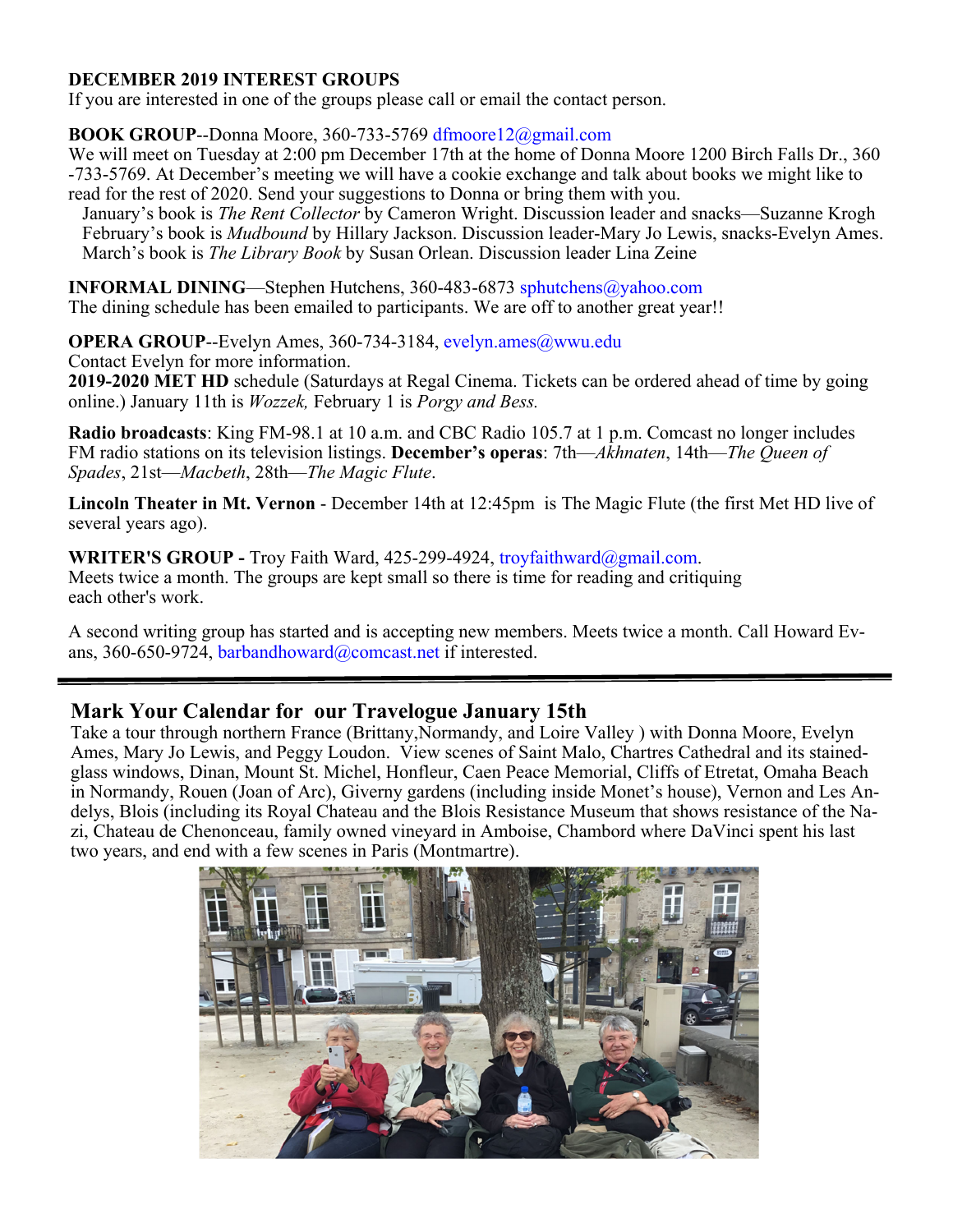**DECEMBER 2019 INTEREST GROUPS**
If you are interested in one of the groups please call or email the contact person.

**BOOK GROUP**--Donna Moore, 360-733-5769 dfmoore12@gmail.com
We will meet on Tuesday at 2:00 pm December 17th at the home of Donna Moore 1200 Birch Falls Dr., 360-733-5769. At December's meeting we will have a cookie exchange and talk about books we might like to read for the rest of 2020. Send your suggestions to Donna or bring them with you.
January's book is *The Rent Collector* by Cameron Wright. Discussion leader and snacks—Suzanne Krogh
February's book is *Mudbound* by Hillary Jackson. Discussion leader-Mary Jo Lewis, snacks-Evelyn Ames.
March's book is *The Library Book* by Susan Orlean. Discussion leader Lina Zeine

**INFORMAL DINING**—Stephen Hutchens, 360-483-6873 sphutchens@yahoo.com
The dining schedule has been emailed to participants. We are off to another great year!!

**OPERA GROUP**--Evelyn Ames, 360-734-3184, evelyn.ames@wwu.edu
Contact Evelyn for more information.
**2019-2020 MET HD** schedule (Saturdays at Regal Cinema. Tickets can be ordered ahead of time by going online.) January 11th is *Wozzek,* February 1 is *Porgy and Bess.*

**Radio broadcasts**: King FM-98.1 at 10 a.m. and CBC Radio 105.7 at 1 p.m. Comcast no longer includes FM radio stations on its television listings. **December's operas**: 7th—*Akhnaten*, 14th—*The Queen of Spades*, 21st—*Macbeth*, 28th—*The Magic Flute*.

**Lincoln Theater in Mt. Vernon** - December 14th at 12:45pm is The Magic Flute (the first Met HD live of several years ago).

**WRITER'S GROUP -** Troy Faith Ward, 425-299-4924, troyfaithward@gmail.com.
Meets twice a month. The groups are kept small so there is time for reading and critiquing each other's work.

A second writing group has started and is accepting new members. Meets twice a month. Call Howard Evans, 360-650-9724, barbandhoward@comcast.net if interested.

---

## Mark Your Calendar for our Travelogue January 15th

Take a tour through northern France (Brittany,Normandy, and Loire Valley ) with Donna Moore, Evelyn Ames, Mary Jo Lewis, and Peggy Loudon. View scenes of Saint Malo, Chartres Cathedral and its stained-glass windows, Dinan, Mount St. Michel, Honfleur, Caen Peace Memorial, Cliffs of Etretat, Omaha Beach in Normandy, Rouen (Joan of Arc), Giverny gardens (including inside Monet's house), Vernon and Les Andelys, Blois (including its Royal Chateau and the Blois Resistance Museum that shows resistance of the Nazi, Chateau de Chenonceau, family owned vineyard in Amboise, Chambord where DaVinci spent his last two years, and end with a few scenes in Paris (Montmartre).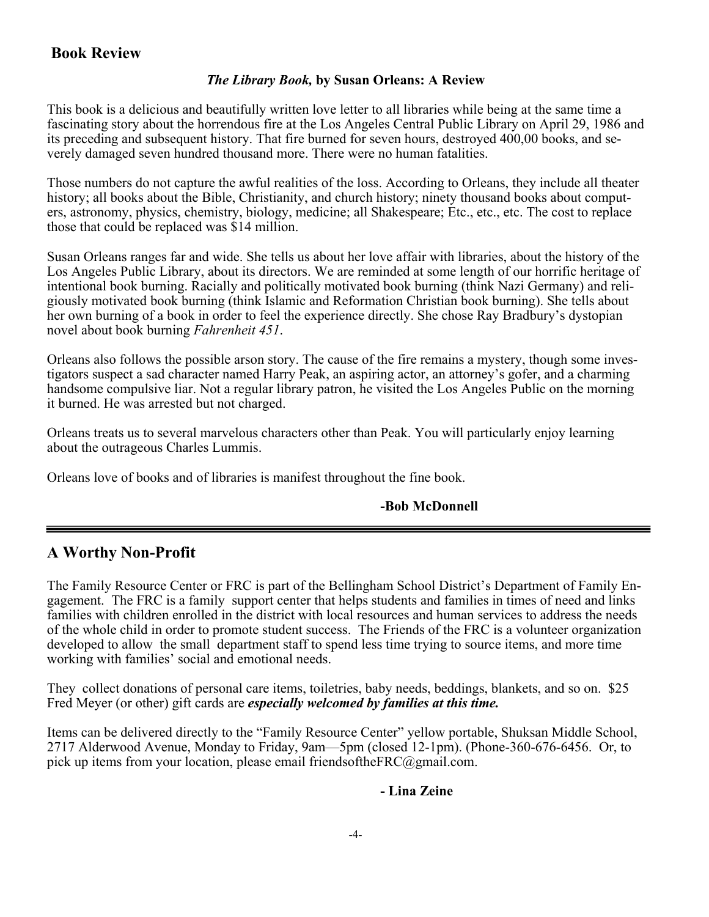## Book Review

***The Library Book,* by Susan Orleans: A Review**

This book is a delicious and beautifully written love letter to all libraries while being at the same time a fascinating story about the horrendous fire at the Los Angeles Central Public Library on April 29, 1986 and its preceding and subsequent history. That fire burned for seven hours, destroyed 400,00 books, and severely damaged seven hundred thousand more. There were no human fatalities.

Those numbers do not capture the awful realities of the loss. According to Orleans, they include all theater history; all books about the Bible, Christianity, and church history; ninety thousand books about computers, astronomy, physics, chemistry, biology, medicine; all Shakespeare; Etc., etc., etc. The cost to replace those that could be replaced was $14 million.

Susan Orleans ranges far and wide. She tells us about her love affair with libraries, about the history of the Los Angeles Public Library, about its directors. We are reminded at some length of our horrific heritage of intentional book burning. Racially and politically motivated book burning (think Nazi Germany) and religiously motivated book burning (think Islamic and Reformation Christian book burning). She tells about her own burning of a book in order to feel the experience directly. She chose Ray Bradbury's dystopian novel about book burning *Fahrenheit 451*.

Orleans also follows the possible arson story. The cause of the fire remains a mystery, though some investigators suspect a sad character named Harry Peak, an aspiring actor, an attorney's gofer, and a charming handsome compulsive liar. Not a regular library patron, he visited the Los Angeles Public on the morning it burned. He was arrested but not charged.

Orleans treats us to several marvelous characters other than Peak. You will particularly enjoy learning about the outrageous Charles Lummis.

Orleans love of books and of libraries is manifest throughout the fine book.

**-Bob McDonnell**

---

## A Worthy Non-Profit

The Family Resource Center or FRC is part of the Bellingham School District's Department of Family Engagement. The FRC is a family support center that helps students and families in times of need and links families with children enrolled in the district with local resources and human services to address the needs of the whole child in order to promote student success. The Friends of the FRC is a volunteer organization developed to allow the small department staff to spend less time trying to source items, and more time working with families' social and emotional needs.

They collect donations of personal care items, toiletries, baby needs, beddings, blankets, and so on. $25 Fred Meyer (or other) gift cards are ***especially welcomed by families at this time.***

Items can be delivered directly to the "Family Resource Center" yellow portable, Shuksan Middle School, 2717 Alderwood Avenue, Monday to Friday, 9am—5pm (closed 12-1pm). (Phone-360-676-6456. Or, to pick up items from your location, please email friendsoftheFRC@gmail.com.

**- Lina Zeine**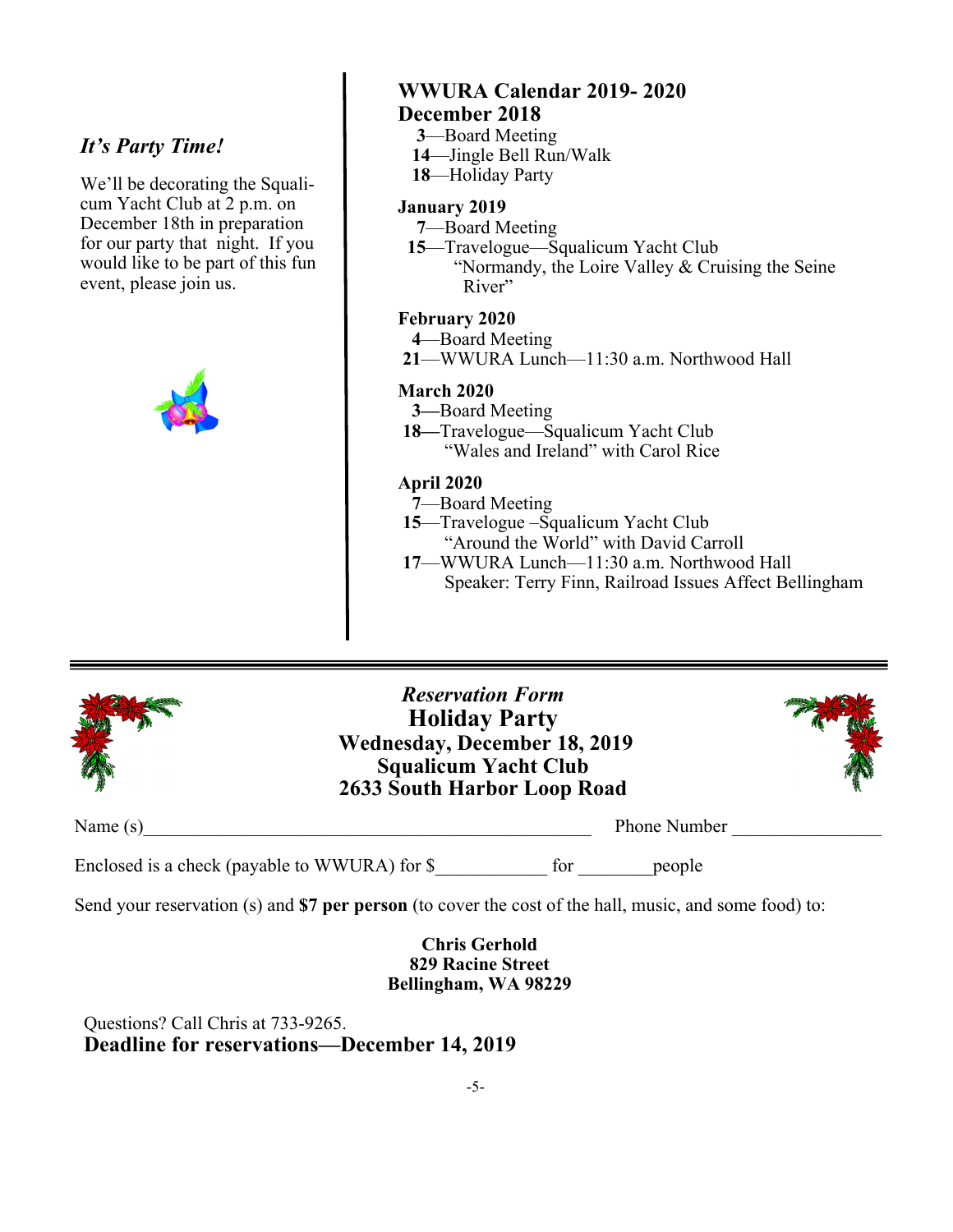### *It's Party Time!*

We'll be decorating the Squalicum Yacht Club at 2 p.m. on December 18th in preparation for our party that night. If you would like to be part of this fun event, please join us.

## WWURA Calendar 2019- 2020

## December 2018

**3**—Board Meeting
**14**—Jingle Bell Run/Walk
**18**—Holiday Party

### January 2019

**7**—Board Meeting
**15**—Travelogue—Squalicum Yacht Club
"Normandy, the Loire Valley & Cruising the Seine River"

### February 2020

**4**—Board Meeting
**21**—WWURA Lunch—11:30 a.m. Northwood Hall

### March 2020

**3—**Board Meeting
**18—**Travelogue—Squalicum Yacht Club
"Wales and Ireland" with Carol Rice

### April 2020

**7**—Board Meeting
**15**—Travelogue –Squalicum Yacht Club
"Around the World" with David Carroll
**17**—WWURA Lunch—11:30 a.m. Northwood Hall
Speaker: Terry Finn, Railroad Issues Affect Bellingham

---

*Reservation Form*

**Holiday Party**
**Wednesday, December 18, 2019**
**Squalicum Yacht Club**
**2633 South Harbor Loop Road**

Name (s)________________________________________________ Phone Number ________________

Enclosed is a check (payable to WWURA) for $____________ for ________people

Send your reservation (s) and **$7 per person** (to cover the cost of the hall, music, and some food) to:

**Chris Gerhold**
**829 Racine Street**
**Bellingham, WA 98229**

Questions? Call Chris at 733-9265.
**Deadline for reservations—December 14, 2019**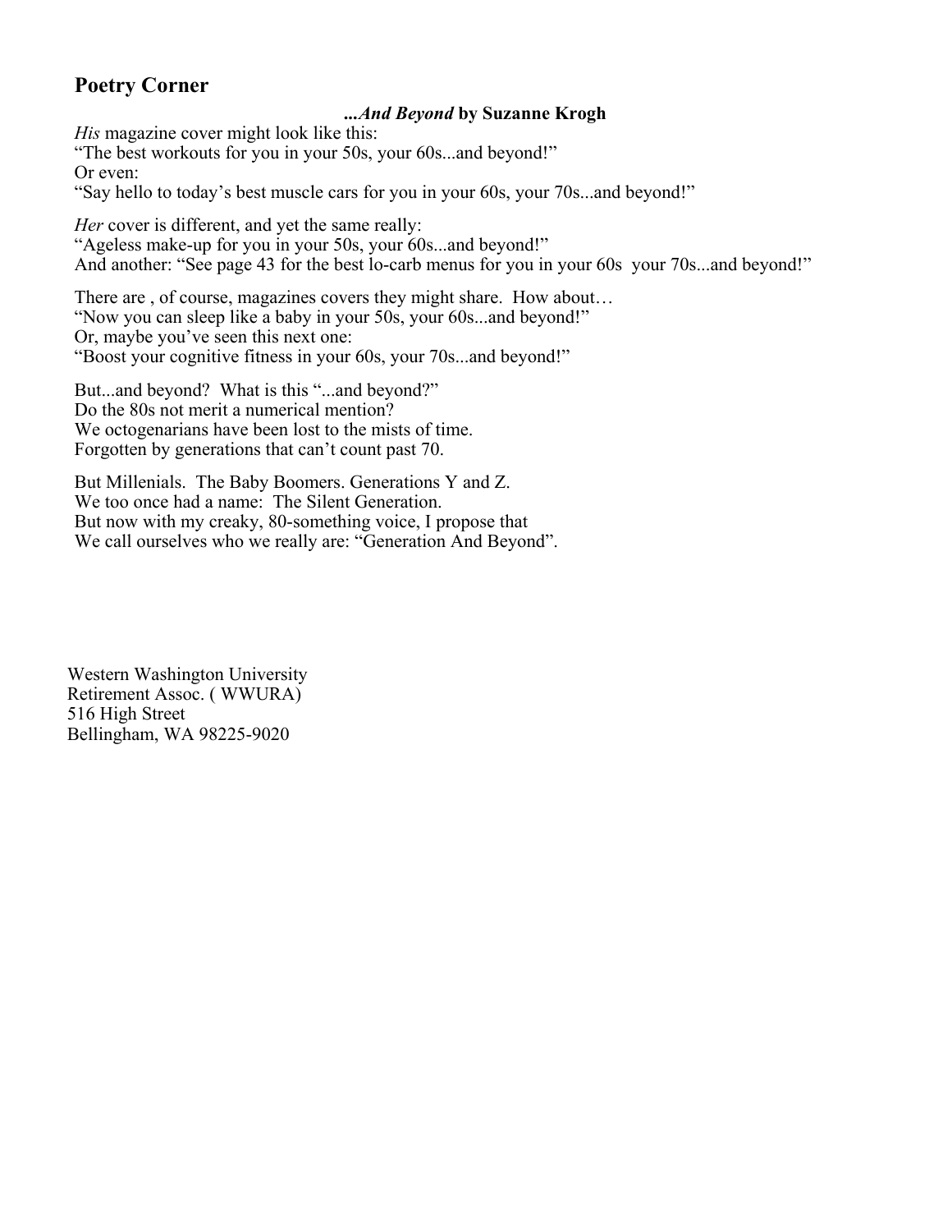## Poetry Corner

***...And Beyond* by Suzanne Krogh**

*His* magazine cover might look like this:
"The best workouts for you in your 50s, your 60s...and beyond!"
Or even:
"Say hello to today's best muscle cars for you in your 60s, your 70s...and beyond!"

*Her* cover is different, and yet the same really:
"Ageless make-up for you in your 50s, your 60s...and beyond!"
And another: "See page 43 for the best lo-carb menus for you in your 60s your 70s...and beyond!"

There are , of course, magazines covers they might share. How about…
"Now you can sleep like a baby in your 50s, your 60s...and beyond!"
Or, maybe you've seen this next one:
"Boost your cognitive fitness in your 60s, your 70s...and beyond!"

But...and beyond? What is this "...and beyond?"
Do the 80s not merit a numerical mention?
We octogenarians have been lost to the mists of time.
Forgotten by generations that can't count past 70.

But Millenials. The Baby Boomers. Generations Y and Z.
We too once had a name: The Silent Generation.
But now with my creaky, 80-something voice, I propose that
We call ourselves who we really are: "Generation And Beyond".

Western Washington University
Retirement Assoc. ( WWURA)
516 High Street
Bellingham, WA 98225-9020